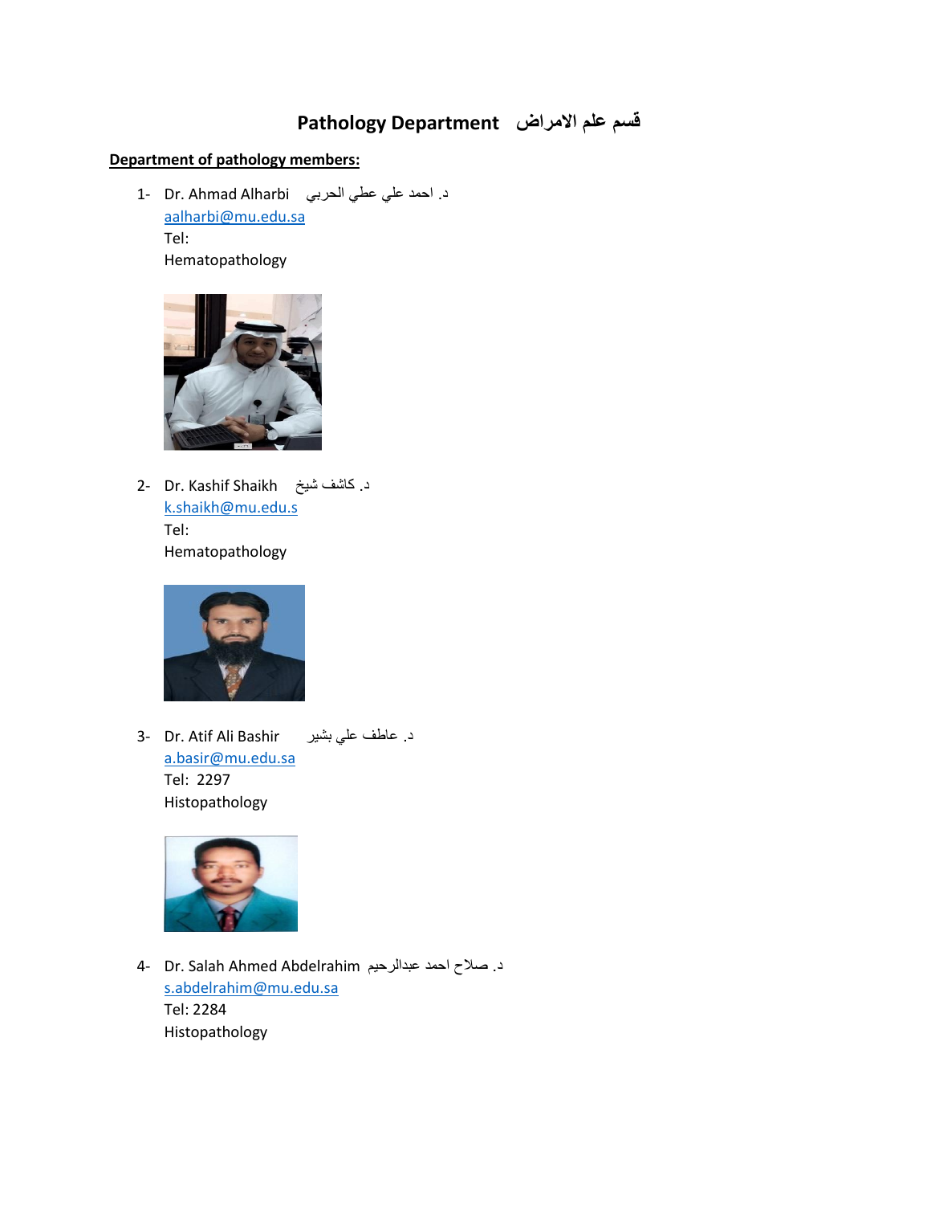# Pathology Department قسم علم الامراض

**Department of pathology members:**

1- Dr. Ahmad Alharbi د. احمد علي عطي الحربي
   aalharbi@mu.edu.sa
   Tel:
   Hematopathology

2- Dr. Kashif Shaikh د. كاشف شيخ
   k.shaikh@mu.edu.s
   Tel:
   Hematopathology

3- Dr. Atif Ali Bashir د. عاطف علي بشير
   a.basir@mu.edu.sa
   Tel: 2297
   Histopathology

4- Dr. Salah Ahmed Abdelrahim د. صلاح احمد عبدالرحيم
   s.abdelrahim@mu.edu.sa
   Tel: 2284
   Histopathology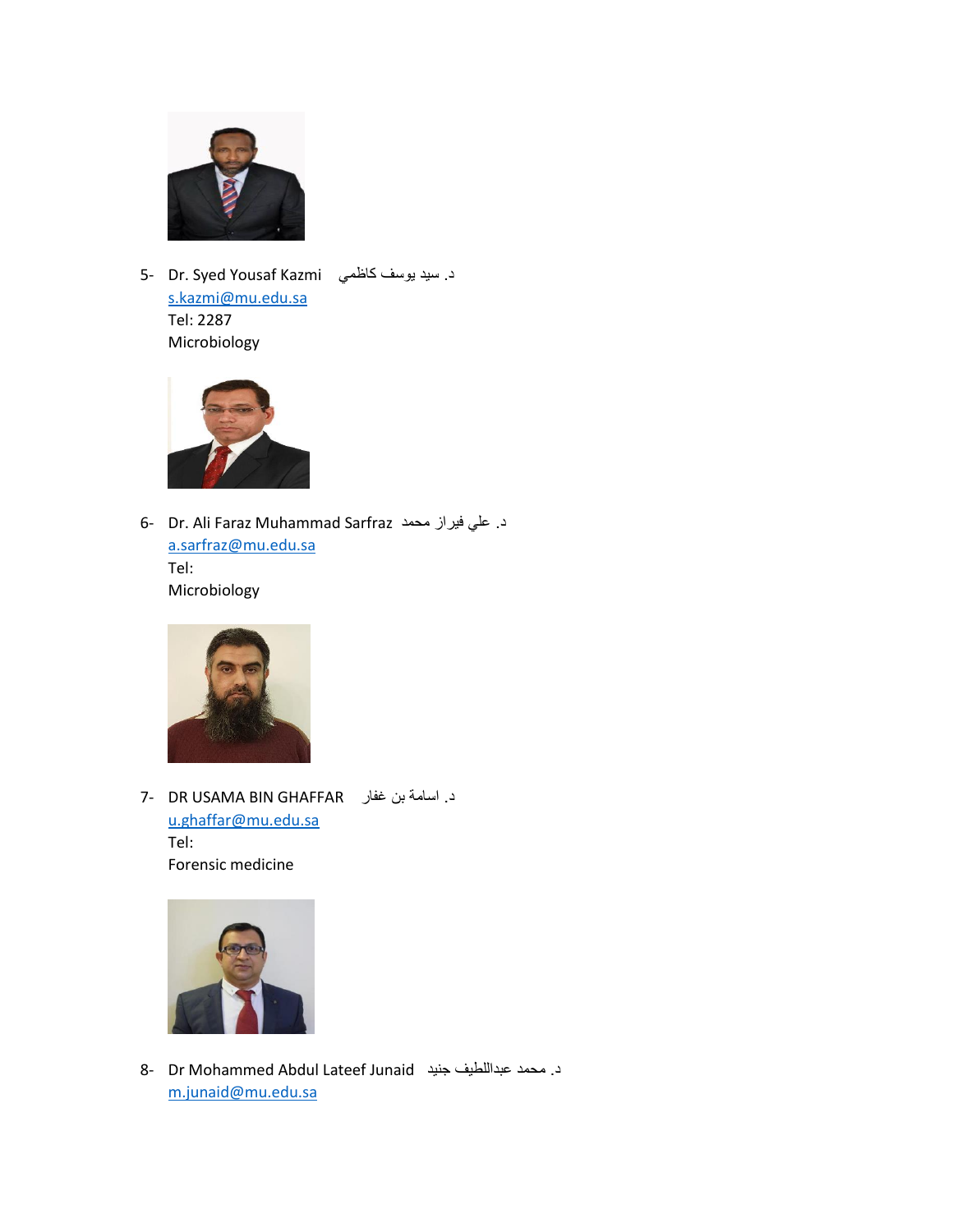5- Dr. Syed Yousaf Kazmi د. سيد يوسف كاظمي
[s.kazmi@mu.edu.sa](mailto:s.kazmi@mu.edu.sa)
Tel: 2287
Microbiology

6- Dr. Ali Faraz Muhammad Sarfraz د. علي فيراز محمد
[a.sarfraz@mu.edu.sa](mailto:a.sarfraz@mu.edu.sa)
Tel:
Microbiology

7- DR USAMA BIN GHAFFAR د. اسامة بن غفار
[u.ghaffar@mu.edu.sa](mailto:u.ghaffar@mu.edu.sa)
Tel:
Forensic medicine

8- Dr Mohammed Abdul Lateef Junaid د. محمد عبداللطيف جنيد
[m.junaid@mu.edu.sa](mailto:m.junaid@mu.edu.sa)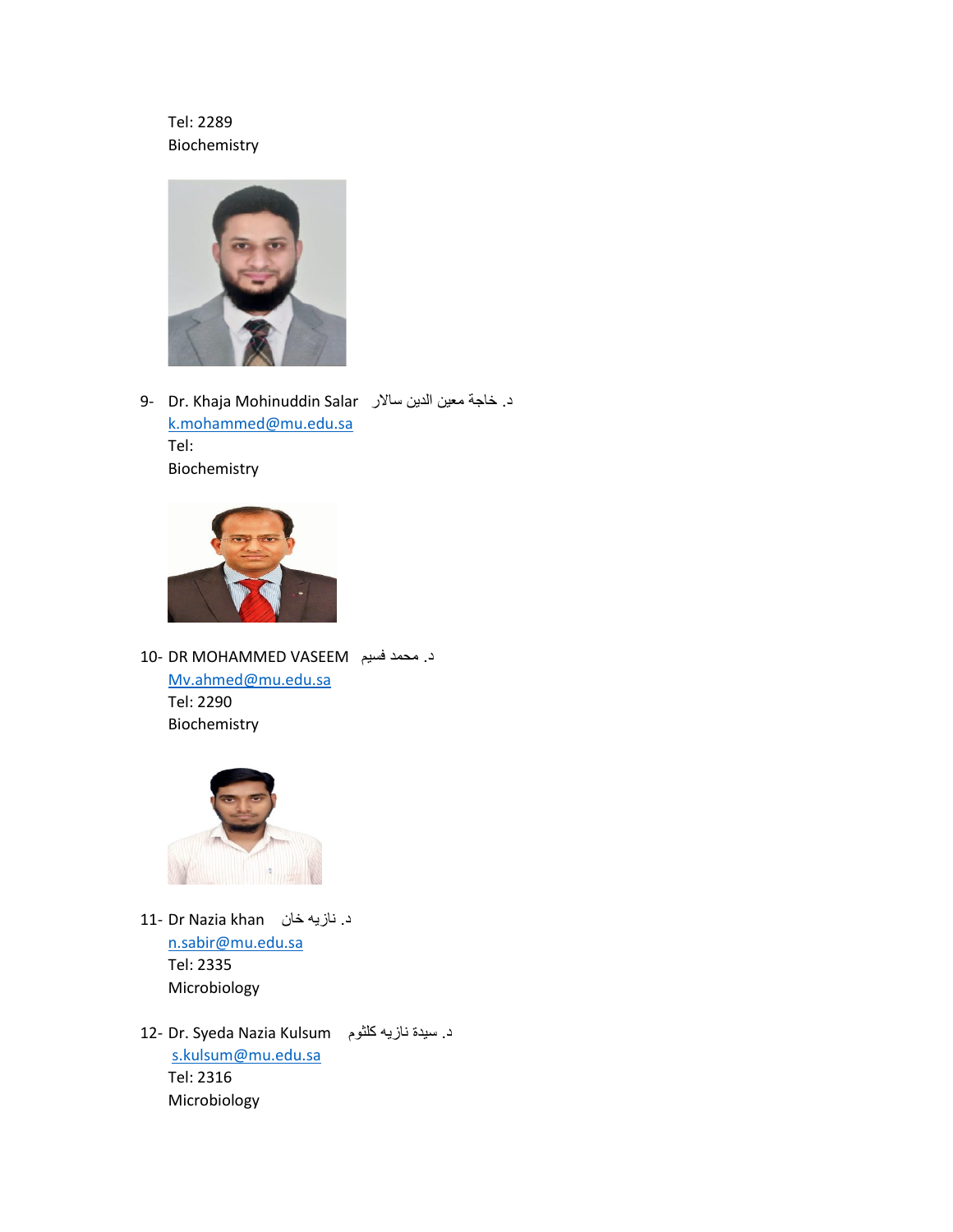Tel: 2289
Biochemistry

9- Dr. Khaja Mohinuddin Salar د. خاجة معين الدين سالار
k.mohammed@mu.edu.sa
Tel:
Biochemistry

10- DR MOHAMMED VASEEM د. محمد فسيم
Mv.ahmed@mu.edu.sa
Tel: 2290
Biochemistry

11- Dr Nazia khan د. نازيه خان
n.sabir@mu.edu.sa
Tel: 2335
Microbiology

12- Dr. Syeda Nazia Kulsum د. سيدة نازيه كلثوم
s.kulsum@mu.edu.sa
Tel: 2316
Microbiology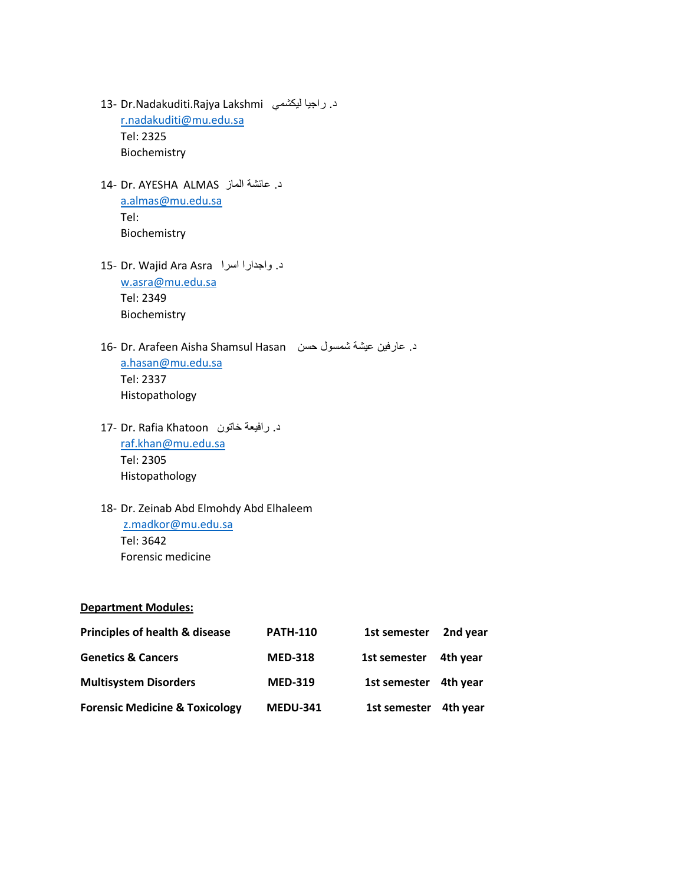13- Dr.Nadakuditi.Rajya Lakshmi د. راجيا ليكشمي
r.nadakuditi@mu.edu.sa
Tel: 2325
Biochemistry

14- Dr. AYESHA ALMAS د. عائشة الماز
a.almas@mu.edu.sa
Tel:
Biochemistry

15- Dr. Wajid Ara Asra د. واجدارا اسرا
w.asra@mu.edu.sa
Tel: 2349
Biochemistry

16- Dr. Arafeen Aisha Shamsul Hasan د. عارفين عيشة شمسول حسن
a.hasan@mu.edu.sa
Tel: 2337
Histopathology

17- Dr. Rafia Khatoon د. رافيعة خاتون
raf.khan@mu.edu.sa
Tel: 2305
Histopathology

18- Dr. Zeinab Abd Elmohdy Abd Elhaleem
z.madkor@mu.edu.sa
Tel: 3642
Forensic medicine

**Department Modules:**

| | | | |
|---|---|---|---|
| **Principles of health & disease** | **PATH-110** | **1st semester** | **2nd year** |
| **Genetics & Cancers** | **MED-318** | **1st semester** | **4th year** |
| **Multisystem Disorders** | **MED-319** | **1st semester** | **4th year** |
| **Forensic Medicine & Toxicology** | **MEDU-341** | **1st semester** | **4th year** |